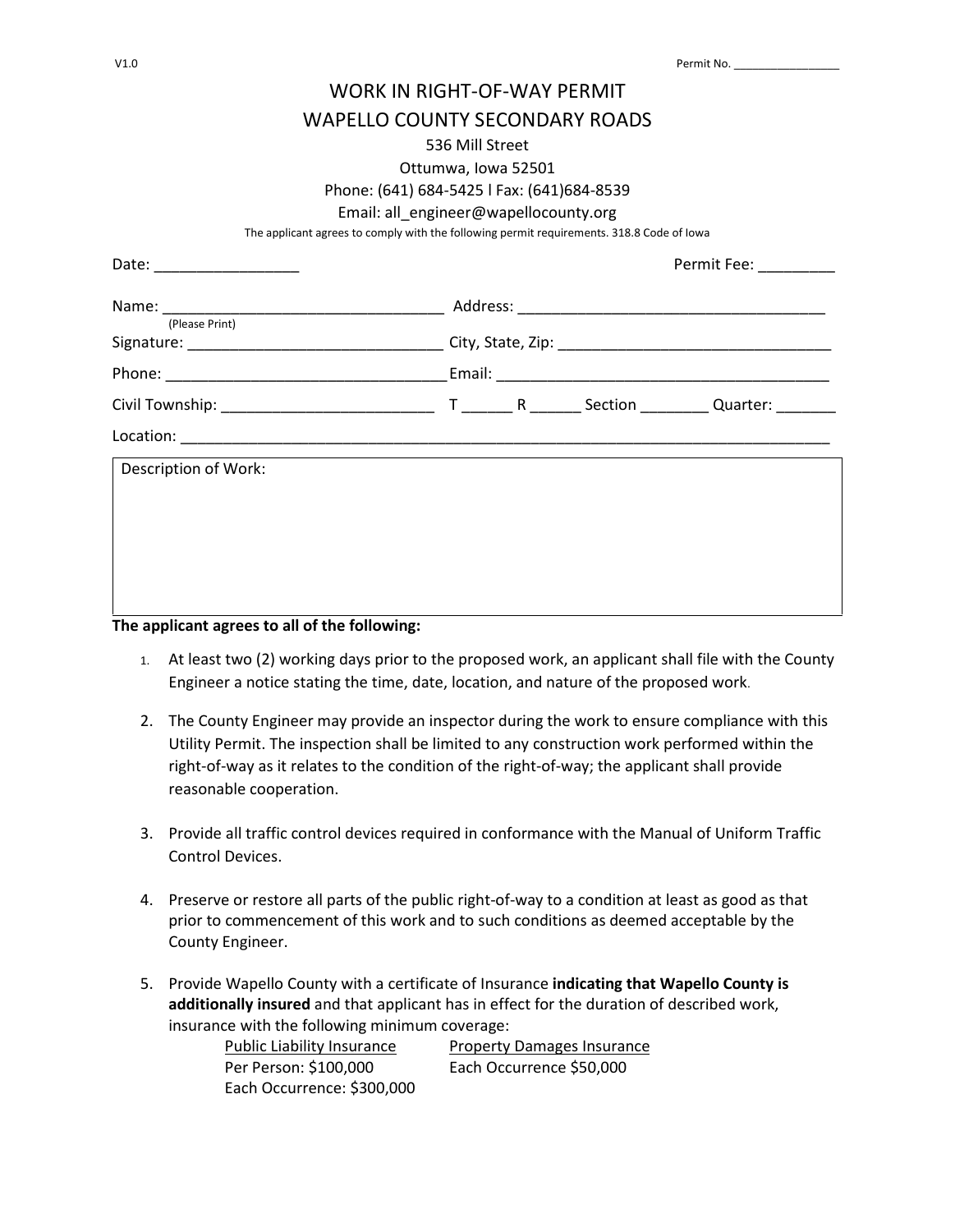V1.0 Permit No. ________________

# WORK IN RIGHT-OF-WAY PERMIT
# WAPELLO COUNTY SECONDARY ROADS

536 Mill Street
Ottumwa, Iowa 52501
Phone: (641) 684-5425 l Fax: (641)684-8539
Email: all_engineer@wapellocounty.org

The applicant agrees to comply with the following permit requirements. 318.8 Code of Iowa

Date: ________________ Permit Fee: _________

Name: _________________________________ (Please Print) Address: ____________________________________

Signature: _____________________________ City, State, Zip: _______________________________

Phone: _________________________________ Email: ________________________________________

Civil Township: ________________________ T ______ R ______ Section ________ Quarter: _______

Location: _____________________________________________________________________________

Description of Work:

**The applicant agrees to all of the following:**

1. At least two (2) working days prior to the proposed work, an applicant shall file with the County Engineer a notice stating the time, date, location, and nature of the proposed work.
2. The County Engineer may provide an inspector during the work to ensure compliance with this Utility Permit. The inspection shall be limited to any construction work performed within the right-of-way as it relates to the condition of the right-of-way; the applicant shall provide reasonable cooperation.
3. Provide all traffic control devices required in conformance with the Manual of Uniform Traffic Control Devices.
4. Preserve or restore all parts of the public right-of-way to a condition at least as good as that prior to commencement of this work and to such conditions as deemed acceptable by the County Engineer.
5. Provide Wapello County with a certificate of Insurance **indicating that Wapello County is additionally insured** and that applicant has in effect for the duration of described work, insurance with the following minimum coverage:

| <u>Public Liability Insurance</u> | <u>Property Damages Insurance</u> |
|---|---|
| Per Person: $100,000 | Each Occurrence $50,000 |
| Each Occurrence: $300,000 | |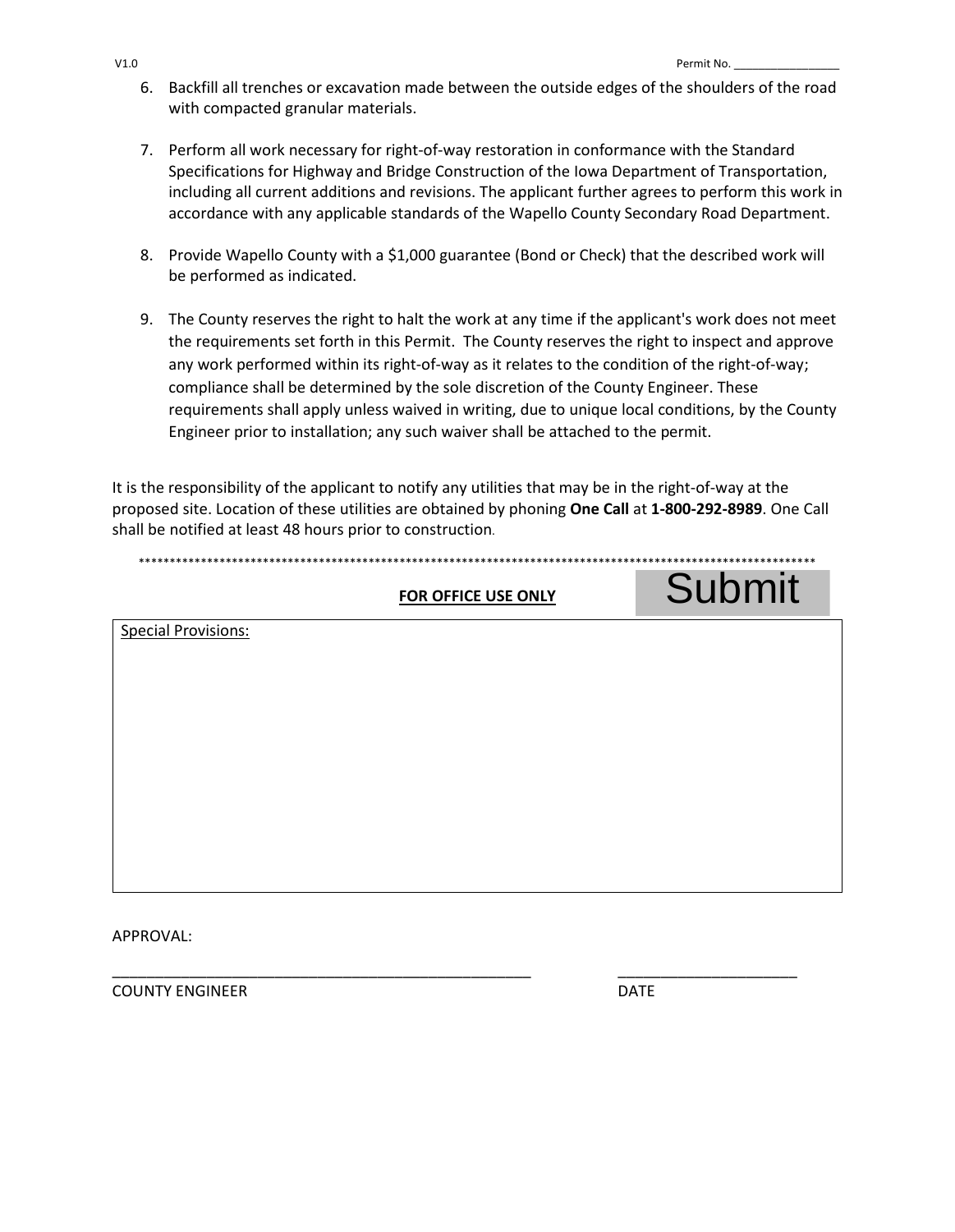6. Backfill all trenches or excavation made between the outside edges of the shoulders of the road with compacted granular materials.

7. Perform all work necessary for right-of-way restoration in conformance with the Standard Specifications for Highway and Bridge Construction of the Iowa Department of Transportation, including all current additions and revisions. The applicant further agrees to perform this work in accordance with any applicable standards of the Wapello County Secondary Road Department.

8. Provide Wapello County with a $1,000 guarantee (Bond or Check) that the described work will be performed as indicated.

9. The County reserves the right to halt the work at any time if the applicant's work does not meet the requirements set forth in this Permit. The County reserves the right to inspect and approve any work performed within its right-of-way as it relates to the condition of the right-of-way; compliance shall be determined by the sole discretion of the County Engineer. These requirements shall apply unless waived in writing, due to unique local conditions, by the County Engineer prior to installation; any such waiver shall be attached to the permit.

It is the responsibility of the applicant to notify any utilities that may be in the right-of-way at the proposed site. Location of these utilities are obtained by phoning **One Call** at **1-800-292-8989**. One Call shall be notified at least 48 hours prior to construction.

*************************************************************************************************************

**FOR OFFICE USE ONLY**

Submit

Special Provisions:

APPROVAL:

___________________________________________________ _____________________

COUNTY ENGINEER DATE